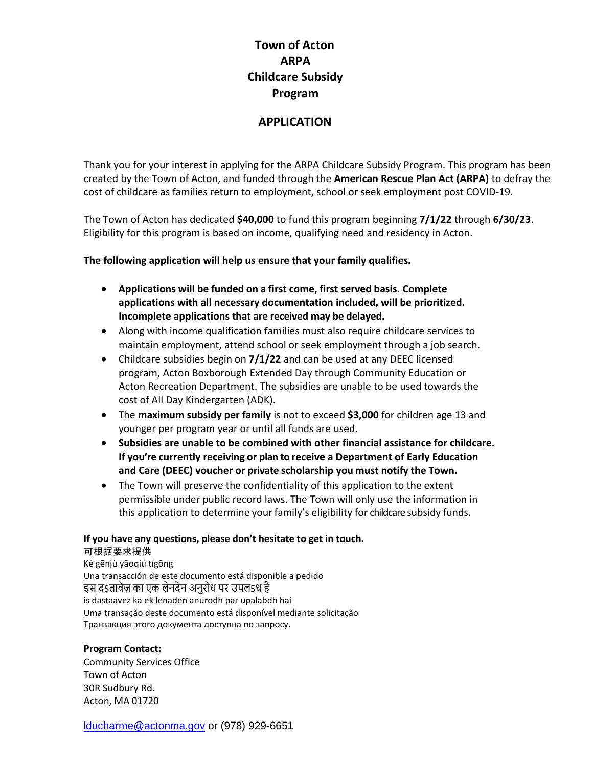# Town of Acton ARPA Childcare Subsidy Program

## APPLICATION

Thank you for your interest in applying for the ARPA Childcare Subsidy Program. This program has been created by the Town of Acton, and funded through the **American Rescue Plan Act (ARPA)** to defray the cost of childcare as families return to employment, school or seek employment post COVID-19.

The Town of Acton has dedicated **$40,000** to fund this program beginning **7/1/22** through **6/30/23**. Eligibility for this program is based on income, qualifying need and residency in Acton.

**The following application will help us ensure that your family qualifies.**

- **Applications will be funded on a first come, first served basis. Complete applications with all necessary documentation included, will be prioritized. Incomplete applications that are received may be delayed.**
- Along with income qualification families must also require childcare services to maintain employment, attend school or seek employment through a job search.
- Childcare subsidies begin on **7/1/22** and can be used at any DEEC licensed program, Acton Boxborough Extended Day through Community Education or Acton Recreation Department. The subsidies are unable to be used towards the cost of All Day Kindergarten (ADK).
- The **maximum subsidy per family** is not to exceed **$3,000** for children age 13 and younger per program year or until all funds are used.
- **Subsidies are unable to be combined with other financial assistance for childcare. If you're currently receiving or plan to receive a Department of Early Education and Care (DEEC) voucher or private scholarship you must notify the Town.**
- The Town will preserve the confidentiality of this application to the extent permissible under public record laws. The Town will only use the information in this application to determine your family's eligibility for childcare subsidy funds.

**If you have any questions, please don't hesitate to get in touch.**

可根据要求提供
Kě gēnjù yāoqiú tígōng
Una transacción de este documento está disponible a pedido
इस दस्तावेज़ का एक लेनदेन अनुरोध पर उपलब्ध है
is dastaavez ka ek lenaden anurodh par upalabdh hai
Uma transação deste documento está disponível mediante solicitação
Транзакция этого документа доступна по запросу.

**Program Contact:**
Community Services Office
Town of Acton
30R Sudbury Rd.
Acton, MA 01720

lducharme@actonma.gov or (978) 929-6651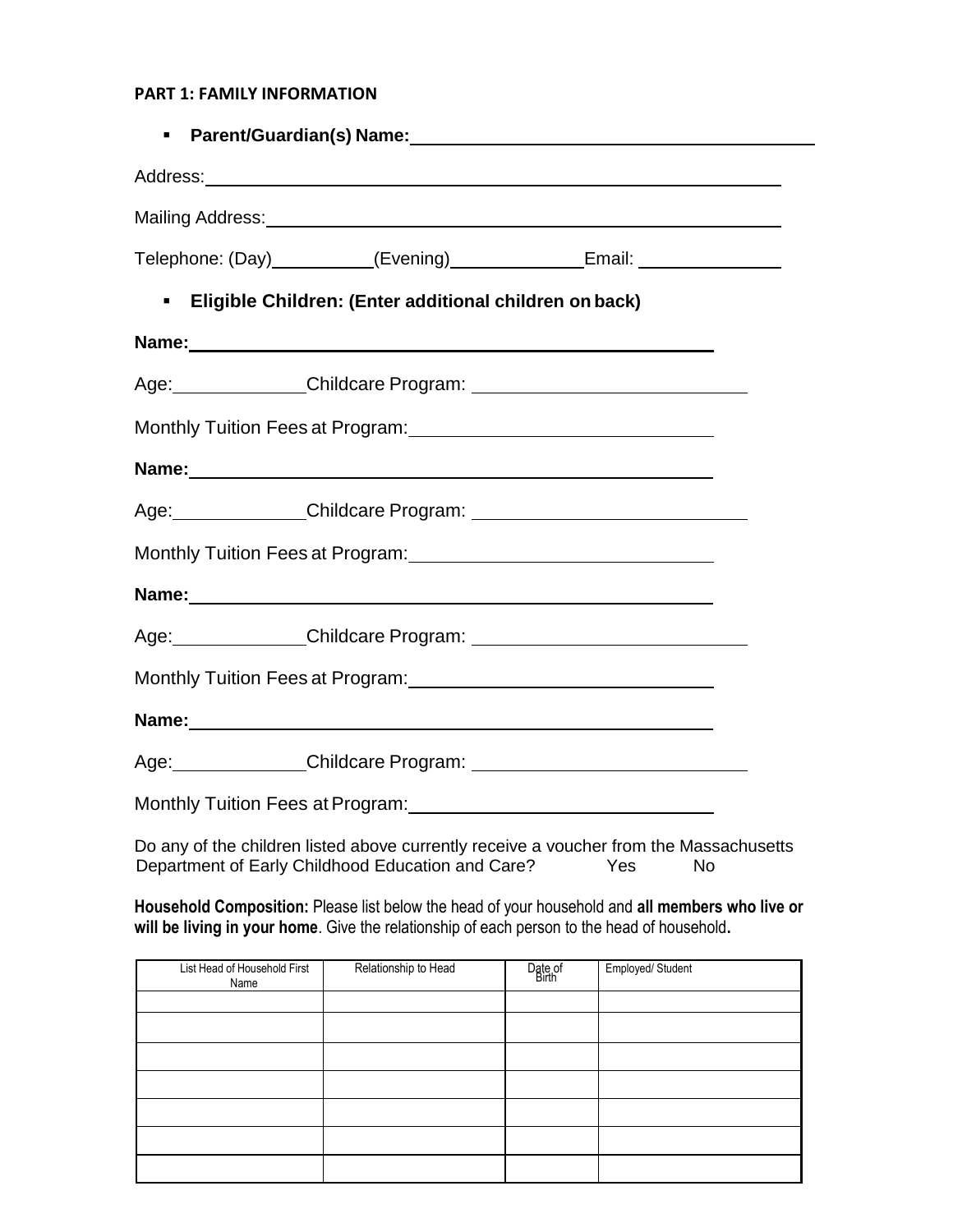**PART 1: FAMILY INFORMATION**

- **Parent/Guardian(s) Name:** ______________________________

Address: ______________________________

Mailing Address: ______________________________

Telephone: (Day) __________ (Evening) ____________ Email: ______________

- **Eligible Children: (Enter additional children on back)**

**Name:** ______________________________

Age: ____________ Childcare Program: ______________________

Monthly Tuition Fees at Program: ______________________

**Name:** ______________________________

Age: ____________ Childcare Program: ______________________

Monthly Tuition Fees at Program: ______________________

**Name:** ______________________________

Age: ____________ Childcare Program: ______________________

Monthly Tuition Fees at Program: ______________________

**Name:** ______________________________

Age: ____________ Childcare Program: ______________________

Monthly Tuition Fees at Program: ______________________

Do any of the children listed above currently receive a voucher from the Massachusetts Department of Early Childhood Education and Care? Yes No

**Household Composition:** Please list below the head of your household and **all members who live or will be living in your home**. Give the relationship of each person to the head of household**.**

| List Head of Household First Name | Relationship to Head | Date of Birth | Employed/ Student |
|---|---|---|---|
| | | | |
| | | | |
| | | | |
| | | | |
| | | | |
| | | | |
| | | | |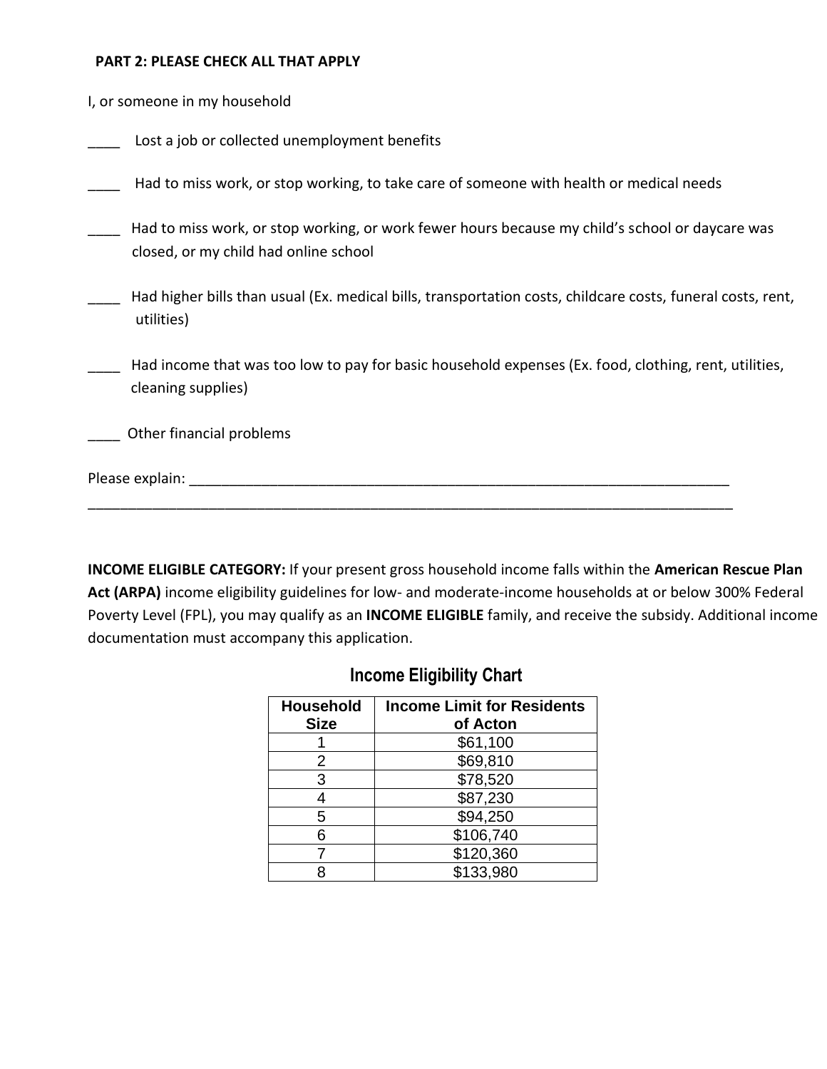**PART 2: PLEASE CHECK ALL THAT APPLY**

I, or someone in my household

____ Lost a job or collected unemployment benefits

____ Had to miss work, or stop working, to take care of someone with health or medical needs

____ Had to miss work, or stop working, or work fewer hours because my child's school or daycare was closed, or my child had online school

____ Had higher bills than usual (Ex. medical bills, transportation costs, childcare costs, funeral costs, rent, utilities)

____ Had income that was too low to pay for basic household expenses (Ex. food, clothing, rent, utilities, cleaning supplies)

____ Other financial problems

Please explain: ____________________________________________________________________________

______________________________________________________________________________________

**INCOME ELIGIBLE CATEGORY:** If your present gross household income falls within the **American Rescue Plan Act (ARPA)** income eligibility guidelines for low- and moderate-income households at or below 300% Federal Poverty Level (FPL), you may qualify as an **INCOME ELIGIBLE** family, and receive the subsidy. Additional income documentation must accompany this application.

## Income Eligibility Chart

| Household Size | Income Limit for Residents of Acton |
|---|---|
| 1 | $61,100 |
| 2 | $69,810 |
| 3 | $78,520 |
| 4 | $87,230 |
| 5 | $94,250 |
| 6 | $106,740 |
| 7 | $120,360 |
| 8 | $133,980 |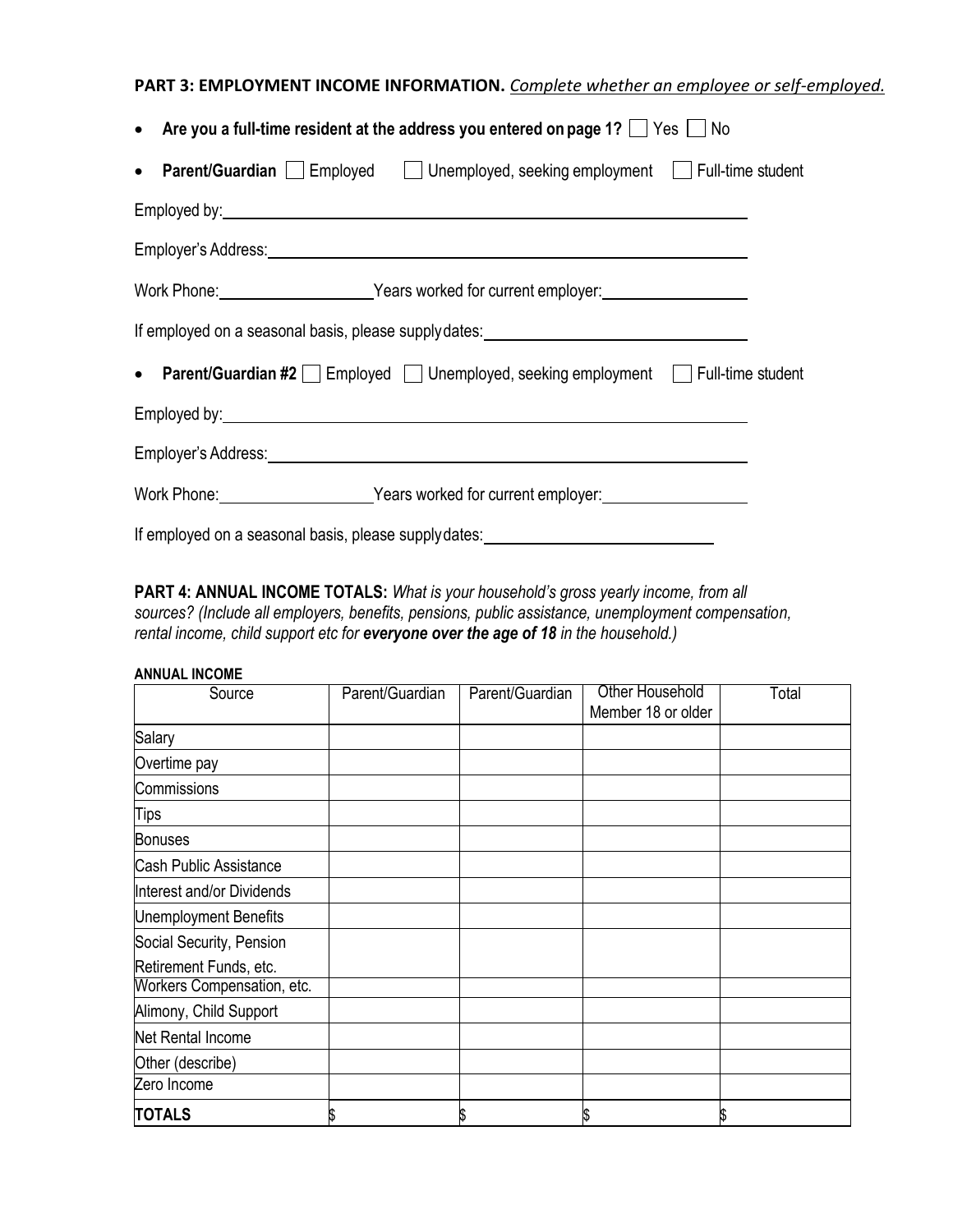**PART 3: EMPLOYMENT INCOME INFORMATION.** *Complete whether an employee or self-employed.*

- **Are you a full-time resident at the address you entered on page 1?** ☐ Yes ☐ No
- **Parent/Guardian** ☐ Employed ☐ Unemployed, seeking employment ☐ Full-time student

Employed by: ____________________________________________

Employer's Address: ____________________________________________

Work Phone: ________________ Years worked for current employer: ________________

If employed on a seasonal basis, please supply dates: ____________________________

- **Parent/Guardian #2** ☐ Employed ☐ Unemployed, seeking employment ☐ Full-time student

Employed by: ____________________________________________

Employer's Address: ____________________________________________

Work Phone: ________________ Years worked for current employer: ________________

If employed on a seasonal basis, please supply dates: ____________________________

**PART 4: ANNUAL INCOME TOTALS:** *What is your household's gross yearly income, from all sources? (Include all employers, benefits, pensions, public assistance, unemployment compensation, rental income, child support etc for **everyone over the age of 18** in the household.)*

**ANNUAL INCOME**

| Source | Parent/Guardian | Parent/Guardian | Other Household Member 18 or older | Total |
|---|---|---|---|---|
| Salary | | | | |
| Overtime pay | | | | |
| Commissions | | | | |
| Tips | | | | |
| Bonuses | | | | |
| Cash Public Assistance | | | | |
| Interest and/or Dividends | | | | |
| Unemployment Benefits | | | | |
| Social Security, Pension Retirement Funds, etc. | | | | |
| Workers Compensation, etc. | | | | |
| Alimony, Child Support | | | | |
| Net Rental Income | | | | |
| Other (describe) | | | | |
| Zero Income | | | | |
| **TOTALS** | $ | $ | $ | $ |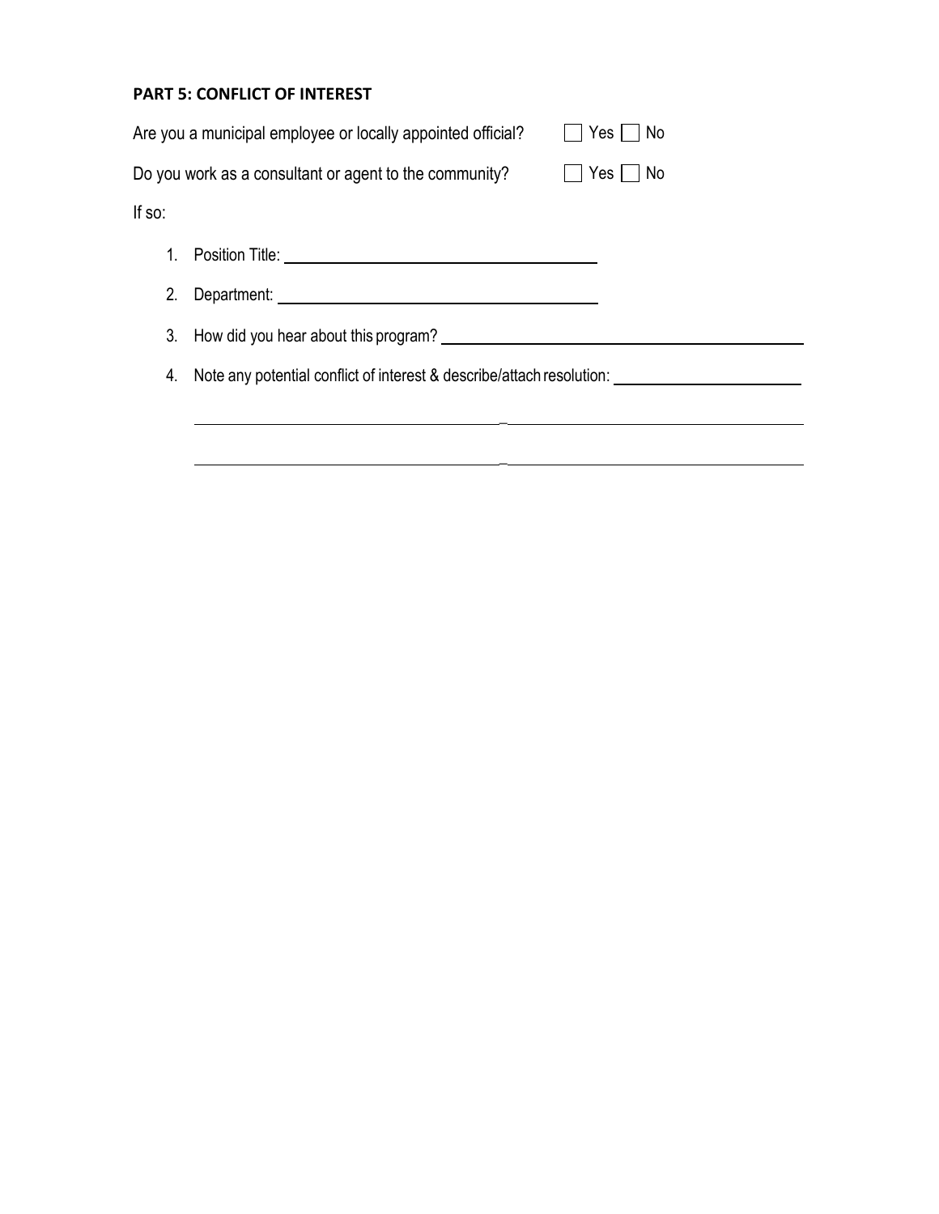**PART 5: CONFLICT OF INTEREST**

Are you a municipal employee or locally appointed official? ☐ Yes ☐ No

Do you work as a consultant or agent to the community? ☐ Yes ☐ No

If so:

1. Position Title: ______________________________
2. Department: ______________________________
3. How did you hear about this program? ______________________________
4. Note any potential conflict of interest & describe/attach resolution: ______________________________

   ______________________________________________________________

   ______________________________________________________________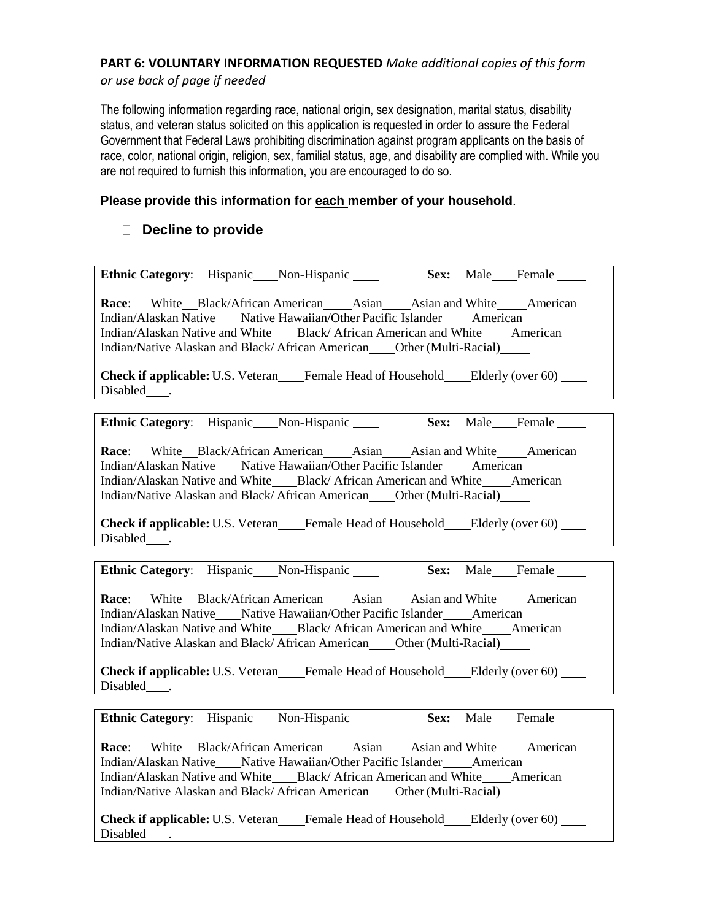**PART 6: VOLUNTARY INFORMATION REQUESTED** *Make additional copies of this form or use back of page if needed*

The following information regarding race, national origin, sex designation, marital status, disability status, and veteran status solicited on this application is requested in order to assure the Federal Government that Federal Laws prohibiting discrimination against program applicants on the basis of race, color, national origin, religion, sex, familial status, age, and disability are complied with. While you are not required to furnish this information, you are encouraged to do so.

**Please provide this information for each member of your household**.

☐ **Decline to provide**

---

**Ethnic Category**: Hispanic____Non-Hispanic ____ **Sex:** Male____Female ____

**Race**: White__Black/African American____Asian____Asian and White____American Indian/Alaskan Native____Native Hawaiian/Other Pacific Islander____American Indian/Alaskan Native and White____Black/ African American and White____American Indian/Native Alaskan and Black/ African American____Other (Multi-Racial)____

**Check if applicable:** U.S. Veteran____Female Head of Household____Elderly (over 60) ____ Disabled____.

---

**Ethnic Category**: Hispanic____Non-Hispanic ____ **Sex:** Male____Female ____

**Race**: White__Black/African American____Asian____Asian and White____American Indian/Alaskan Native____Native Hawaiian/Other Pacific Islander____American Indian/Alaskan Native and White____Black/ African American and White____American Indian/Native Alaskan and Black/ African American____Other (Multi-Racial)____

**Check if applicable:** U.S. Veteran____Female Head of Household____Elderly (over 60) ____ Disabled____.

---

**Ethnic Category**: Hispanic____Non-Hispanic ____ **Sex:** Male____Female ____

**Race**: White__Black/African American____Asian____Asian and White____American Indian/Alaskan Native____Native Hawaiian/Other Pacific Islander____American Indian/Alaskan Native and White____Black/ African American and White____American Indian/Native Alaskan and Black/ African American____Other (Multi-Racial)____

**Check if applicable:** U.S. Veteran____Female Head of Household____Elderly (over 60) ____ Disabled____.

---

**Ethnic Category**: Hispanic____Non-Hispanic ____ **Sex:** Male____Female ____

**Race**: White__Black/African American____Asian____Asian and White____American Indian/Alaskan Native____Native Hawaiian/Other Pacific Islander____American Indian/Alaskan Native and White____Black/ African American and White____American Indian/Native Alaskan and Black/ African American____Other (Multi-Racial)____

**Check if applicable:** U.S. Veteran____Female Head of Household____Elderly (over 60) ____ Disabled____.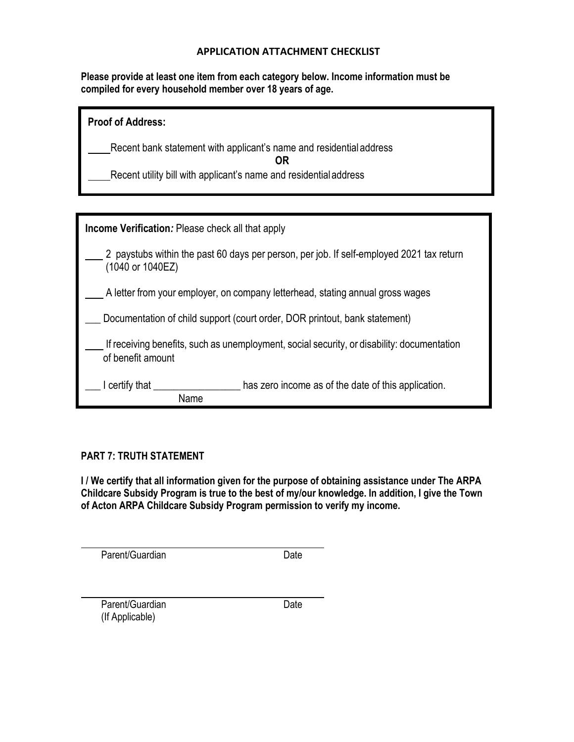## APPLICATION ATTACHMENT CHECKLIST

**Please provide at least one item from each category below. Income information must be compiled for every household member over 18 years of age.**

**Proof of Address:**

____Recent bank statement with applicant's name and residential address

**OR**

____Recent utility bill with applicant's name and residential address

**Income Verification:** Please check all that apply

___ 2 paystubs within the past 60 days per person, per job. If self-employed 2021 tax return (1040 or 1040EZ)

___ A letter from your employer, on company letterhead, stating annual gross wages

___ Documentation of child support (court order, DOR printout, bank statement)

___ If receiving benefits, such as unemployment, social security, or disability: documentation of benefit amount

___ I certify that _________________ has zero income as of the date of this application.
Name

**PART 7: TRUTH STATEMENT**

**I / We certify that all information given for the purpose of obtaining assistance under The ARPA Childcare Subsidy Program is true to the best of my/our knowledge. In addition, I give the Town of Acton ARPA Childcare Subsidy Program permission to verify my income.**

_______________________________________
Parent/Guardian Date

_______________________________________
Parent/Guardian Date
(If Applicable)